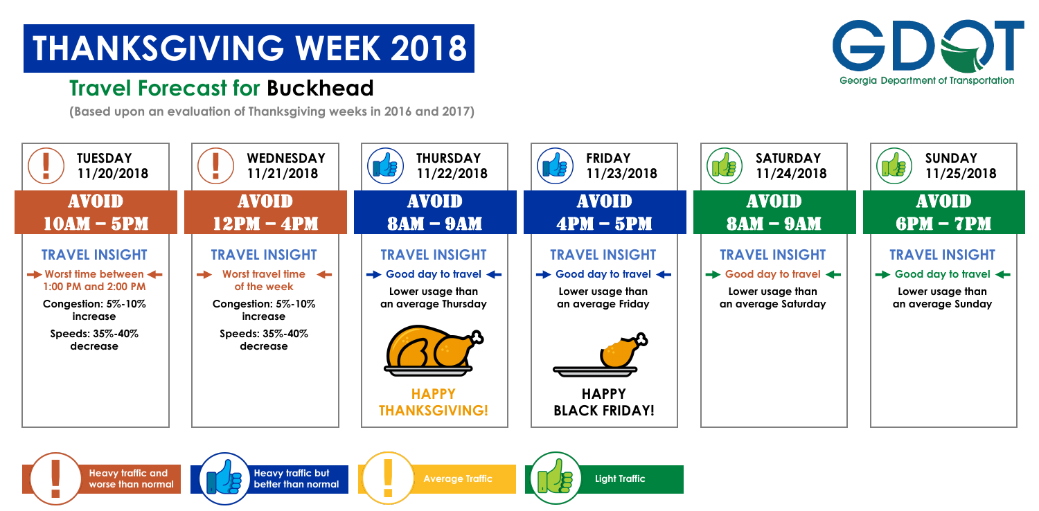# THANKSGIVING WEEK 2018

## Travel Forecast for Buckhead

**(Based upon an evaluation of Thanksgiving weeks in 2016 and 2017)**

Georgia Department of Transportation (GDOT)

| | TUESDAY 11/20/2018 | WEDNESDAY 11/21/2018 | THURSDAY 11/22/2018 | FRIDAY 11/23/2018 | SATURDAY 11/24/2018 | SUNDAY 11/25/2018 |
|---|---|---|---|---|---|---|
| AVOID | 10AM – 5PM | 12PM – 4PM | 8AM – 9AM | 4PM – 5PM | 8AM – 9AM | 6PM – 7PM |
| TRAVEL INSIGHT | Worst time between 1:00 PM and 2:00 PM<br>Congestion: 5%-10% increase<br>Speeds: 35%-40% decrease | Worst travel time of the week<br>Congestion: 5%-10% increase<br>Speeds: 35%-40% decrease | Good day to travel<br>Lower usage than an average Thursday<br>HAPPY THANKSGIVING! | Good day to travel<br>Lower usage than an average Friday<br>HAPPY BLACK FRIDAY! | Good day to travel<br>Lower usage than an average Saturday | Good day to travel<br>Lower usage than an average Sunday |

**Legend:**

- Heavy traffic and worse than normal
- Heavy traffic but better than normal
- Average Traffic
- Light Traffic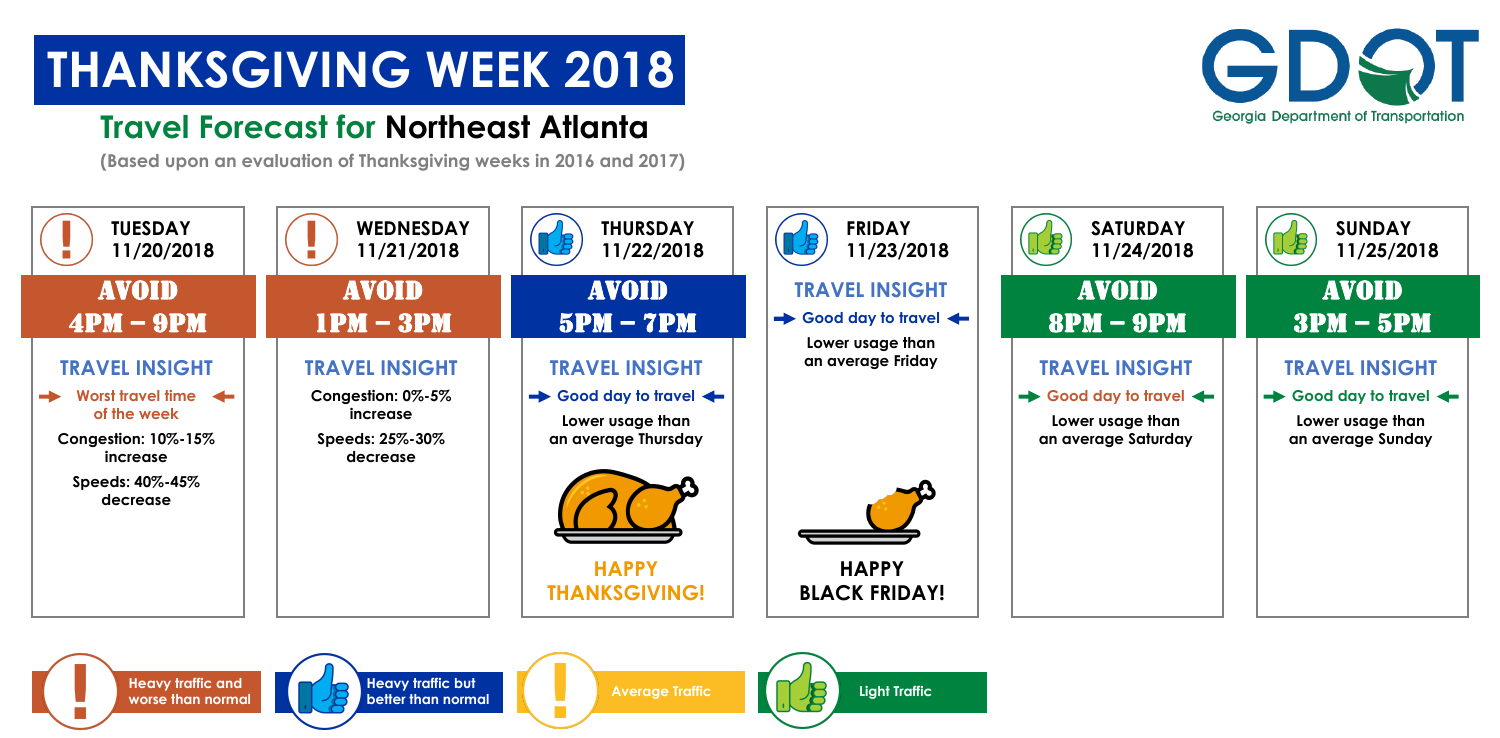# THANKSGIVING WEEK 2018

## Travel Forecast for Northeast Atlanta

**(Based upon an evaluation of Thanksgiving weeks in 2016 and 2017)**

Georgia Department of Transportation (GDOT)

### TUESDAY 11/20/2018

**AVOID 4PM – 9PM**

**TRAVEL INSIGHT**

- Worst travel time of the week
- Congestion: 10%-15% increase
- Speeds: 40%-45% decrease

### WEDNESDAY 11/21/2018

**AVOID 1PM – 3PM**

**TRAVEL INSIGHT**

- Congestion: 0%-5% increase
- Speeds: 25%-30% decrease

### THURSDAY 11/22/2018

**AVOID 5PM – 7PM**

**TRAVEL INSIGHT**

- Good day to travel
- Lower usage than an average Thursday

**HAPPY THANKSGIVING!**

### FRIDAY 11/23/2018

**TRAVEL INSIGHT**

- Good day to travel
- Lower usage than an average Friday

**HAPPY BLACK FRIDAY!**

### SATURDAY 11/24/2018

**AVOID 8PM – 9PM**

**TRAVEL INSIGHT**

- Good day to travel
- Lower usage than an average Saturday

### SUNDAY 11/25/2018

**AVOID 3PM – 5PM**

**TRAVEL INSIGHT**

- Good day to travel
- Lower usage than an average Sunday

**Legend:**

- Heavy traffic and worse than normal
- Heavy traffic but better than normal
- Average Traffic
- Light Traffic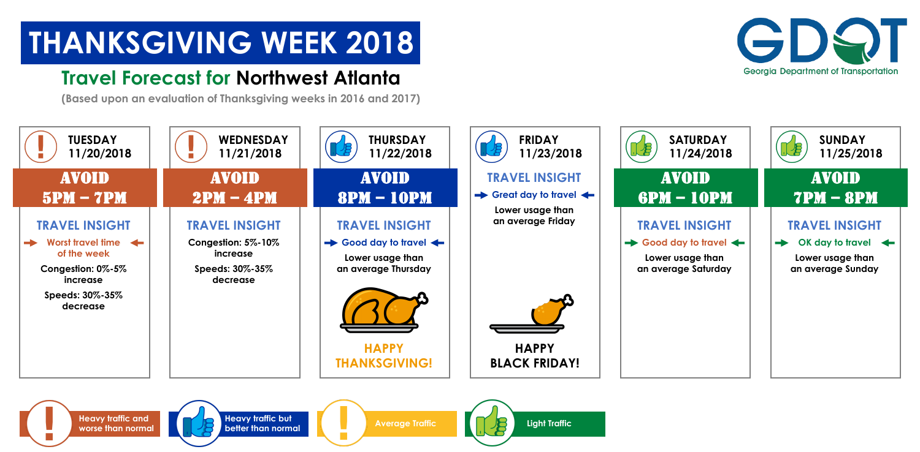# THANKSGIVING WEEK 2018

## Travel Forecast for Northwest Atlanta

(Based upon an evaluation of Thanksgiving weeks in 2016 and 2017)

GDOT — Georgia Department of Transportation

### TUESDAY 11/20/2018

**AVOID 5PM – 7PM**

**TRAVEL INSIGHT**

- Worst travel time of the week
- Congestion: 0%-5% increase
- Speeds: 30%-35% decrease

### WEDNESDAY 11/21/2018

**AVOID 2PM – 4PM**

**TRAVEL INSIGHT**

- Congestion: 5%-10% increase
- Speeds: 30%-35% decrease

### THURSDAY 11/22/2018

**AVOID 8PM – 10PM**

**TRAVEL INSIGHT**

- Good day to travel
- Lower usage than an average Thursday

HAPPY THANKSGIVING!

### FRIDAY 11/23/2018

**TRAVEL INSIGHT**

- Great day to travel
- Lower usage than an average Friday

HAPPY BLACK FRIDAY!

### SATURDAY 11/24/2018

**AVOID 6PM – 10PM**

**TRAVEL INSIGHT**

- Good day to travel
- Lower usage than an average Saturday

### SUNDAY 11/25/2018

**AVOID 7PM – 8PM**

**TRAVEL INSIGHT**

- OK day to travel
- Lower usage than an average Sunday

**Legend:**

- Heavy traffic and worse than normal
- Heavy traffic but better than normal
- Average Traffic
- Light Traffic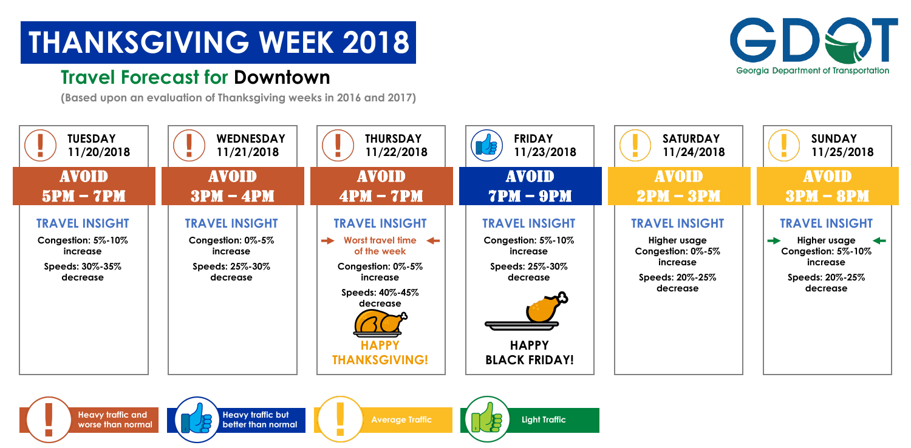# THANKSGIVING WEEK 2018

## Travel Forecast for Downtown

(Based upon an evaluation of Thanksgiving weeks in 2016 and 2017)

Georgia Department of Transportation

| TUESDAY 11/20/2018 | WEDNESDAY 11/21/2018 | THURSDAY 11/22/2018 | FRIDAY 11/23/2018 | SATURDAY 11/24/2018 | SUNDAY 11/25/2018 |
|---|---|---|---|---|---|
| AVOID 5PM – 7PM | AVOID 3PM – 4PM | AVOID 4PM – 7PM | AVOID 7PM – 9PM | AVOID 2PM – 3PM | AVOID 3PM – 8PM |
| **TRAVEL INSIGHT** | **TRAVEL INSIGHT** | **TRAVEL INSIGHT** | **TRAVEL INSIGHT** | **TRAVEL INSIGHT** | **TRAVEL INSIGHT** |
| Congestion: 5%-10% increase | Congestion: 0%-5% increase | Worst travel time of the week | Congestion: 5%-10% increase | Higher usage | Higher usage |
| Speeds: 30%-35% decrease | Speeds: 25%-30% decrease | Congestion: 0%-5% increase | Speeds: 25%-30% decrease | Congestion: 0%-5% increase | Congestion: 5%-10% increase |
| | | Speeds: 40%-45% decrease | | Speeds: 20%-25% decrease | Speeds: 20%-25% decrease |
| | | HAPPY THANKSGIVING! | HAPPY BLACK FRIDAY! | | |

- Heavy traffic and worse than normal
- Heavy traffic but better than normal
- Average Traffic
- Light Traffic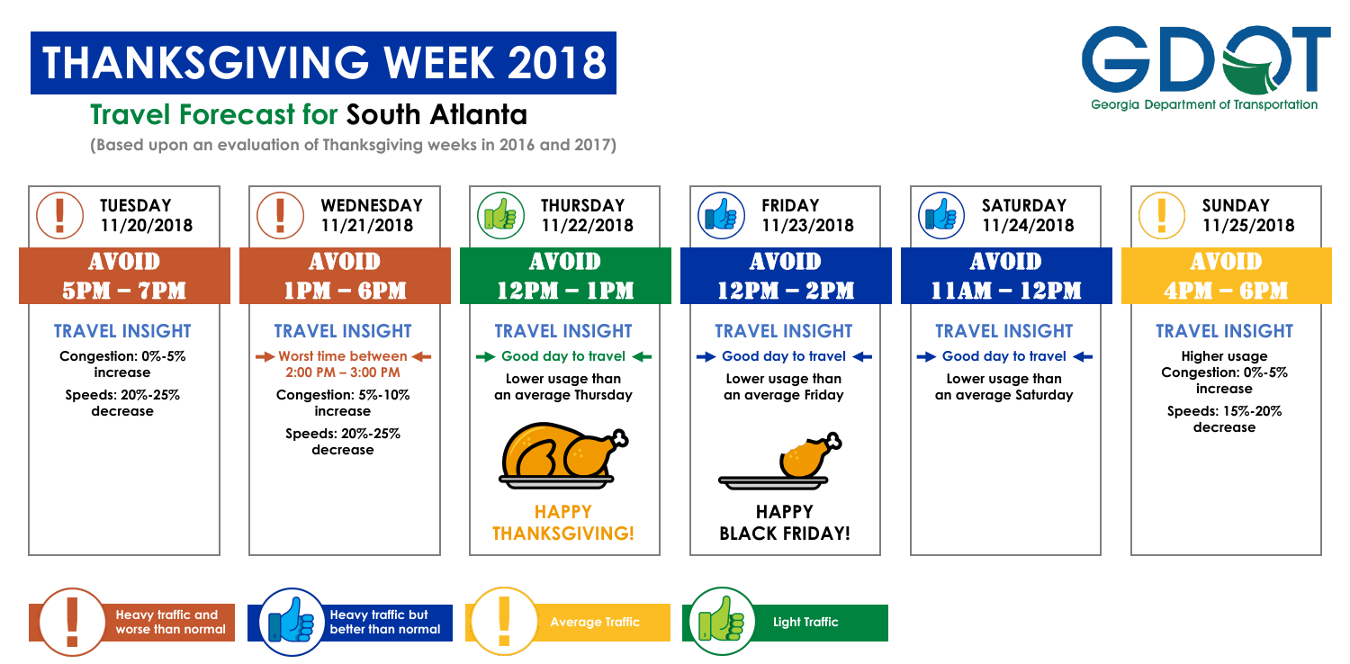# THANKSGIVING WEEK 2018

## Travel Forecast for South Atlanta

(Based upon an evaluation of Thanksgiving weeks in 2016 and 2017)

Georgia Department of Transportation

| TUESDAY 11/20/2018 | WEDNESDAY 11/21/2018 | THURSDAY 11/22/2018 | FRIDAY 11/23/2018 | SATURDAY 11/24/2018 | SUNDAY 11/25/2018 |
|---|---|---|---|---|---|
| AVOID 5PM – 7PM | AVOID 1PM – 6PM | AVOID 12PM – 1PM | AVOID 12PM – 2PM | AVOID 11AM – 12PM | AVOID 4PM – 6PM |
| **TRAVEL INSIGHT** | **TRAVEL INSIGHT** | **TRAVEL INSIGHT** | **TRAVEL INSIGHT** | **TRAVEL INSIGHT** | **TRAVEL INSIGHT** |
| Congestion: 0%-5% increase | Worst time between 2:00 PM – 3:00 PM | Good day to travel | Good day to travel | Good day to travel | Higher usage |
| Speeds: 20%-25% decrease | Congestion: 5%-10% increase | Lower usage than an average Thursday | Lower usage than an average Friday | Lower usage than an average Saturday | Congestion: 0%-5% increase |
| | Speeds: 20%-25% decrease | HAPPY THANKSGIVING! | HAPPY BLACK FRIDAY! | | Speeds: 15%-20% decrease |

**Legend:**

- Heavy traffic and worse than normal
- Heavy traffic but better than normal
- Average Traffic
- Light Traffic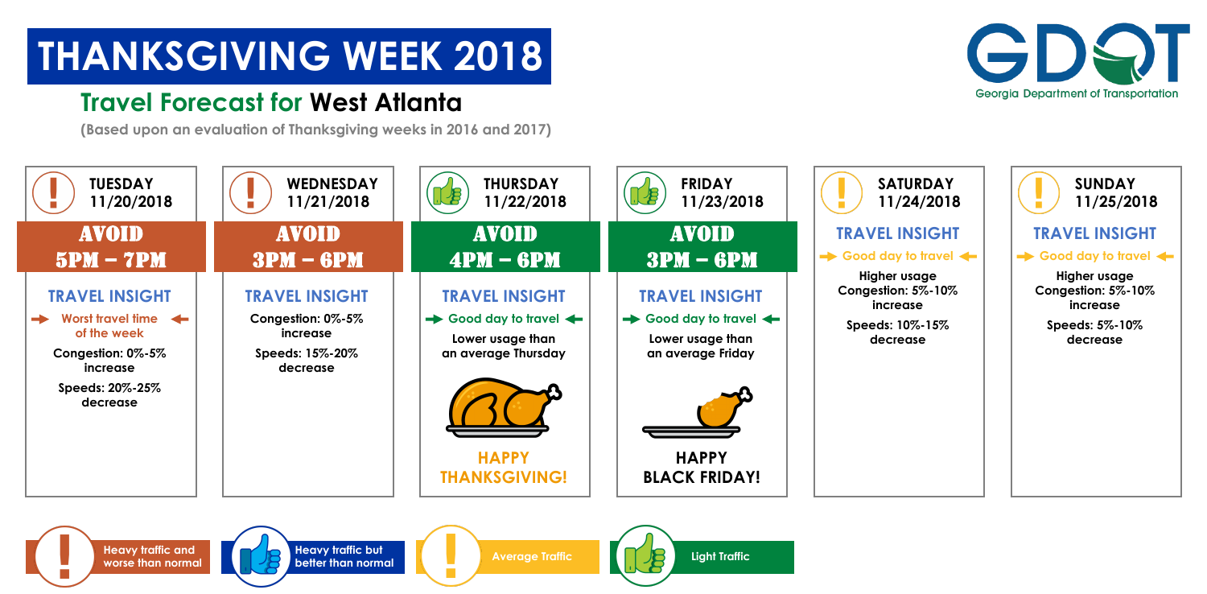# THANKSGIVING WEEK 2018

## Travel Forecast for West Atlanta

(Based upon an evaluation of Thanksgiving weeks in 2016 and 2017)

GDOT
Georgia Department of Transportation

### TUESDAY 11/20/2018

**AVOID 5PM – 7PM**

**TRAVEL INSIGHT**

Worst travel time of the week

Congestion: 0%-5% increase

Speeds: 20%-25% decrease

### WEDNESDAY 11/21/2018

**AVOID 3PM – 6PM**

**TRAVEL INSIGHT**

Congestion: 0%-5% increase

Speeds: 15%-20% decrease

### THURSDAY 11/22/2018

**AVOID 4PM – 6PM**

**TRAVEL INSIGHT**

Good day to travel

Lower usage than an average Thursday

HAPPY THANKSGIVING!

### FRIDAY 11/23/2018

**AVOID 3PM – 6PM**

**TRAVEL INSIGHT**

Good day to travel

Lower usage than an average Friday

HAPPY BLACK FRIDAY!

### SATURDAY 11/24/2018

**TRAVEL INSIGHT**

Good day to travel

Higher usage Congestion: 5%-10% increase

Speeds: 10%-15% decrease

### SUNDAY 11/25/2018

**TRAVEL INSIGHT**

Good day to travel

Higher usage Congestion: 5%-10% increase

Speeds: 5%-10% decrease

---

- Heavy traffic and worse than normal
- Heavy traffic but better than normal
- Average Traffic
- Light Traffic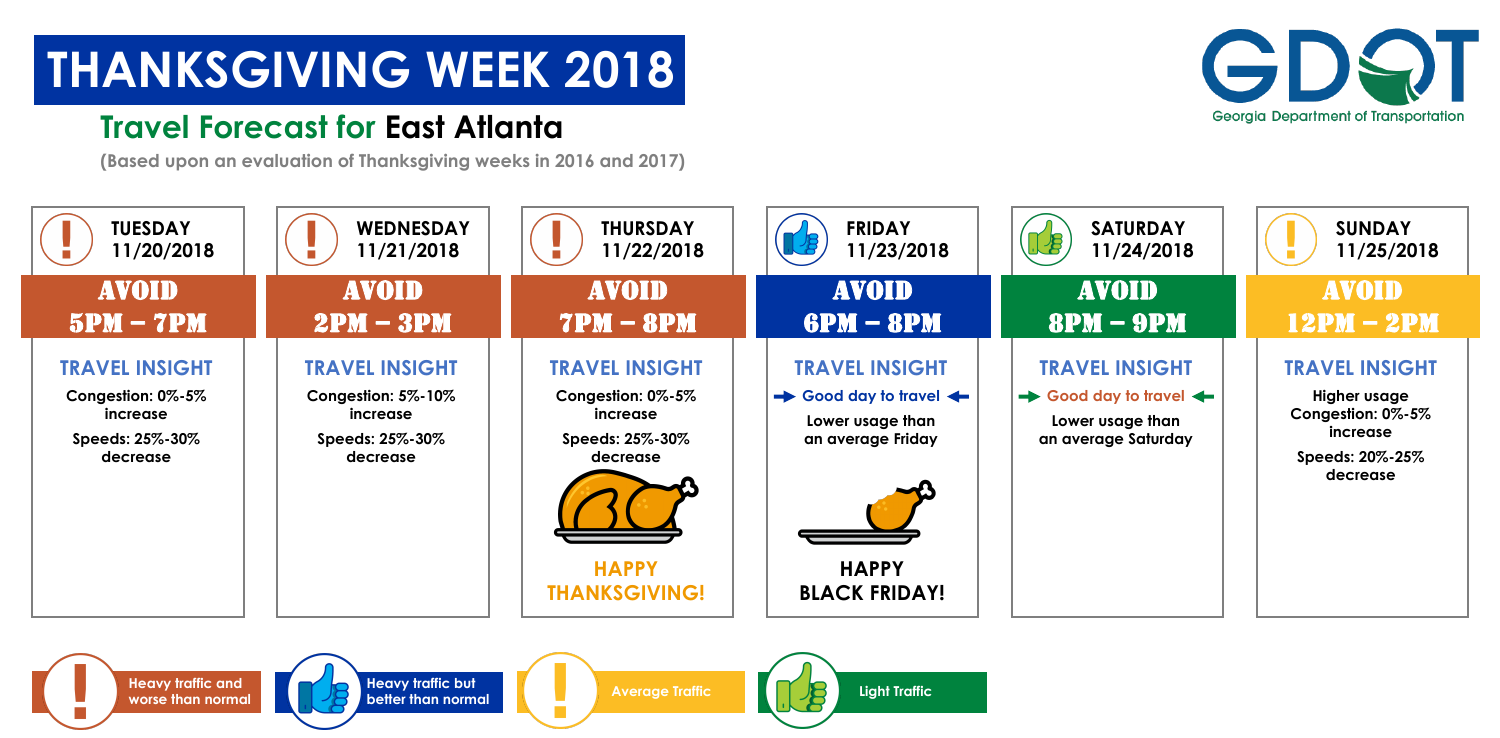# THANKSGIVING WEEK 2018

## Travel Forecast for East Atlanta

(Based upon an evaluation of Thanksgiving weeks in 2016 and 2017)

Georgia Department of Transportation

### TUESDAY 11/20/2018

**AVOID 5PM – 7PM**

**TRAVEL INSIGHT**

Congestion: 0%-5% increase

Speeds: 25%-30% decrease

### WEDNESDAY 11/21/2018

**AVOID 2PM – 3PM**

**TRAVEL INSIGHT**

Congestion: 5%-10% increase

Speeds: 25%-30% decrease

### THURSDAY 11/22/2018

**AVOID 7PM – 8PM**

**TRAVEL INSIGHT**

Congestion: 0%-5% increase

Speeds: 25%-30% decrease

HAPPY THANKSGIVING!

### FRIDAY 11/23/2018

**AVOID 6PM – 8PM**

**TRAVEL INSIGHT**

Good day to travel

Lower usage than an average Friday

HAPPY BLACK FRIDAY!

### SATURDAY 11/24/2018

**AVOID 8PM – 9PM**

**TRAVEL INSIGHT**

Good day to travel

Lower usage than an average Saturday

### SUNDAY 11/25/2018

**AVOID 12PM – 2PM**

**TRAVEL INSIGHT**

Higher usage

Congestion: 0%-5% increase

Speeds: 20%-25% decrease

---

Heavy traffic and worse than normal

Heavy traffic but better than normal

Average Traffic

Light Traffic